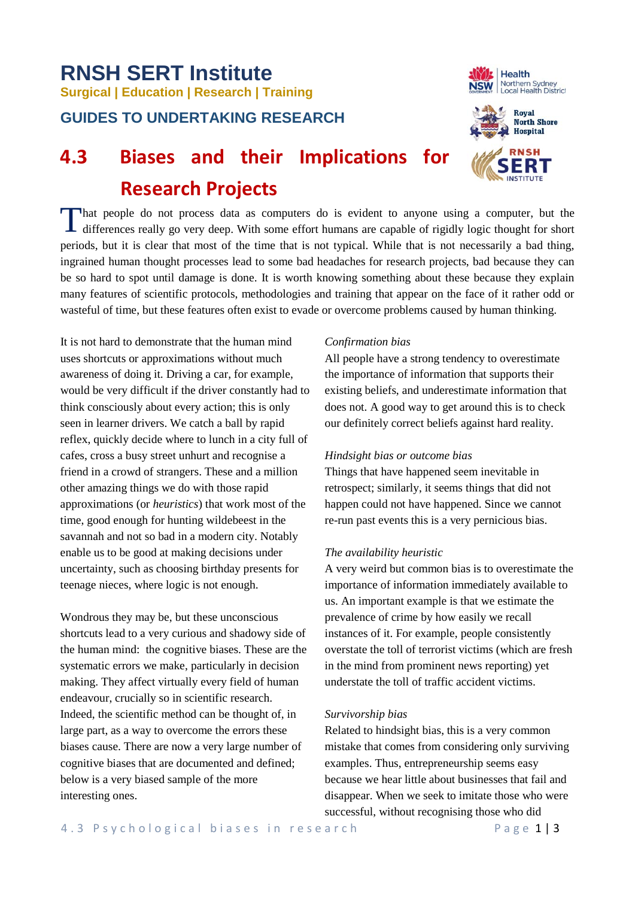# RNSH SERT Institute

**Surgical | Education | Research | Training**

## GUIDES TO UNDERTAKING RESEARCH

## 4.3 Biases and their Implications for Research Projects

That people do not process data as computers do is evident to anyone using a computer, but the differences really go very deep. With some effort humans are capable of rigidly logic thought for short periods, but it is clear that most of the time that is not typical. While that is not necessarily a bad thing, ingrained human thought processes lead to some bad headaches for research projects, bad because they can be so hard to spot until damage is done. It is worth knowing something about these because they explain many features of scientific protocols, methodologies and training that appear on the face of it rather odd or wasteful of time, but these features often exist to evade or overcome problems caused by human thinking.

It is not hard to demonstrate that the human mind uses shortcuts or approximations without much awareness of doing it. Driving a car, for example, would be very difficult if the driver constantly had to think consciously about every action; this is only seen in learner drivers. We catch a ball by rapid reflex, quickly decide where to lunch in a city full of cafes, cross a busy street unhurt and recognise a friend in a crowd of strangers. These and a million other amazing things we do with those rapid approximations (or *heuristics*) that work most of the time, good enough for hunting wildebeest in the savannah and not so bad in a modern city. Notably enable us to be good at making decisions under uncertainty, such as choosing birthday presents for teenage nieces, where logic is not enough.

Wondrous they may be, but these unconscious shortcuts lead to a very curious and shadowy side of the human mind: the cognitive biases. These are the systematic errors we make, particularly in decision making. They affect virtually every field of human endeavour, crucially so in scientific research. Indeed, the scientific method can be thought of, in large part, as a way to overcome the errors these biases cause. There are now a very large number of cognitive biases that are documented and defined; below is a very biased sample of the more interesting ones.

*Confirmation bias*

All people have a strong tendency to overestimate the importance of information that supports their existing beliefs, and underestimate information that does not. A good way to get around this is to check our definitely correct beliefs against hard reality.

*Hindsight bias or outcome bias*

Things that have happened seem inevitable in retrospect; similarly, it seems things that did not happen could not have happened. Since we cannot re-run past events this is a very pernicious bias.

*The availability heuristic*

A very weird but common bias is to overestimate the importance of information immediately available to us. An important example is that we estimate the prevalence of crime by how easily we recall instances of it. For example, people consistently overstate the toll of terrorist victims (which are fresh in the mind from prominent news reporting) yet understate the toll of traffic accident victims.

*Survivorship bias*

Related to hindsight bias, this is a very common mistake that comes from considering only surviving examples. Thus, entrepreneurship seems easy because we hear little about businesses that fail and disappear. When we seek to imitate those who were successful, without recognising those who did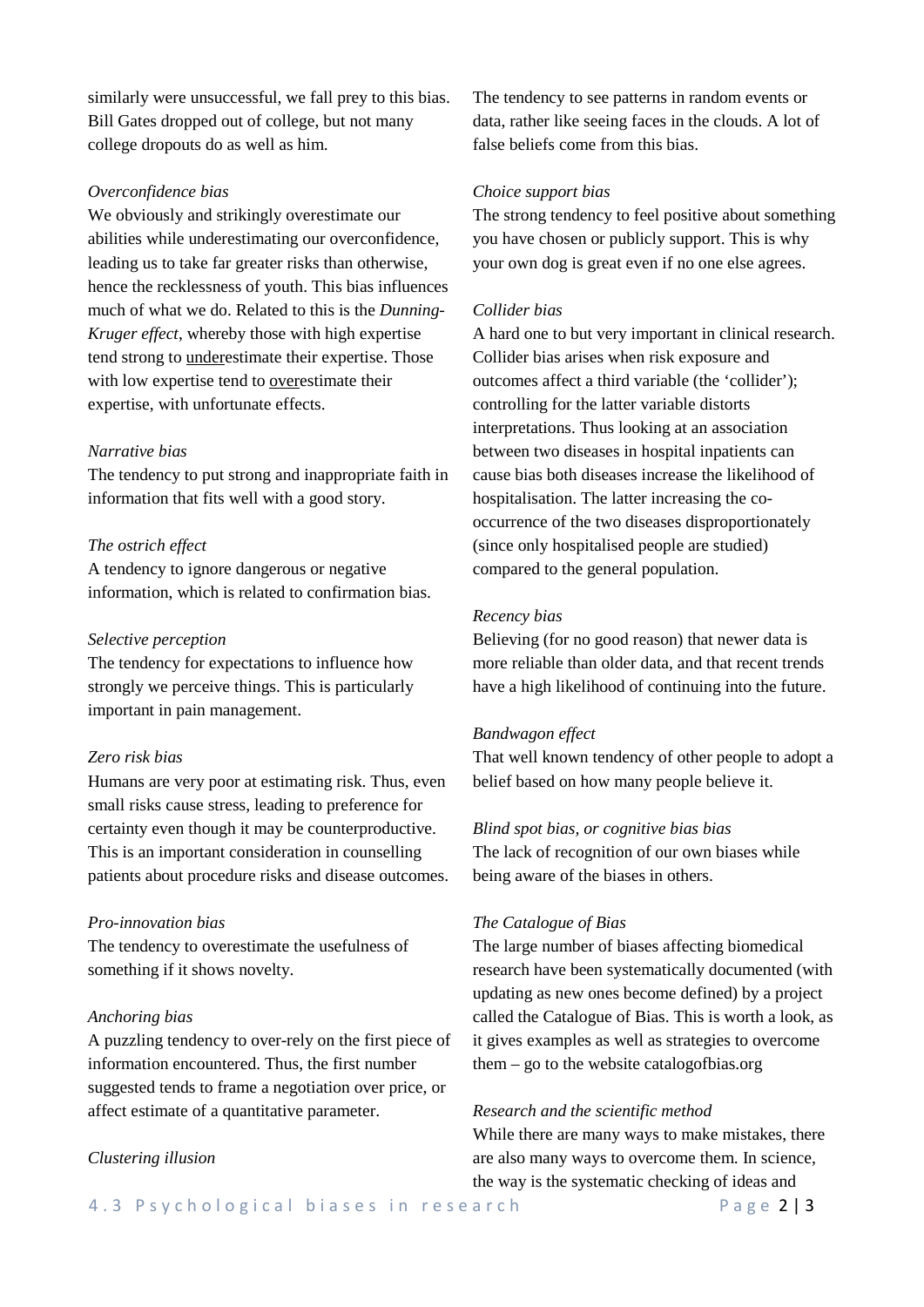similarly were unsuccessful, we fall prey to this bias. Bill Gates dropped out of college, but not many college dropouts do as well as him.

*Overconfidence bias*

We obviously and strikingly overestimate our abilities while underestimating our overconfidence, leading us to take far greater risks than otherwise, hence the recklessness of youth. This bias influences much of what we do. Related to this is the *Dunning-Kruger effect*, whereby those with high expertise tend strong to underestimate their expertise. Those with low expertise tend to overestimate their expertise, with unfortunate effects.

*Narrative bias*

The tendency to put strong and inappropriate faith in information that fits well with a good story.

*The ostrich effect*

A tendency to ignore dangerous or negative information, which is related to confirmation bias.

*Selective perception*

The tendency for expectations to influence how strongly we perceive things. This is particularly important in pain management.

*Zero risk bias*

Humans are very poor at estimating risk. Thus, even small risks cause stress, leading to preference for certainty even though it may be counterproductive. This is an important consideration in counselling patients about procedure risks and disease outcomes.

*Pro-innovation bias*

The tendency to overestimate the usefulness of something if it shows novelty.

*Anchoring bias*

A puzzling tendency to over-rely on the first piece of information encountered. Thus, the first number suggested tends to frame a negotiation over price, or affect estimate of a quantitative parameter.

*Clustering illusion*

The tendency to see patterns in random events or data, rather like seeing faces in the clouds. A lot of false beliefs come from this bias.

*Choice support bias*

The strong tendency to feel positive about something you have chosen or publicly support. This is why your own dog is great even if no one else agrees.

*Collider bias*

A hard one to but very important in clinical research. Collider bias arises when risk exposure and outcomes affect a third variable (the 'collider'); controlling for the latter variable distorts interpretations. Thus looking at an association between two diseases in hospital inpatients can cause bias both diseases increase the likelihood of hospitalisation. The latter increasing the co-occurrence of the two diseases disproportionately (since only hospitalised people are studied) compared to the general population.

*Recency bias*

Believing (for no good reason) that newer data is more reliable than older data, and that recent trends have a high likelihood of continuing into the future.

*Bandwagon effect*

That well known tendency of other people to adopt a belief based on how many people believe it.

*Blind spot bias, or cognitive bias bias*

The lack of recognition of our own biases while being aware of the biases in others.

*The Catalogue of Bias*

The large number of biases affecting biomedical research have been systematically documented (with updating as new ones become defined) by a project called the Catalogue of Bias. This is worth a look, as it gives examples as well as strategies to overcome them – go to the website catalogofbias.org

*Research and the scientific method*

While there are many ways to make mistakes, there are also many ways to overcome them. In science, the way is the systematic checking of ideas and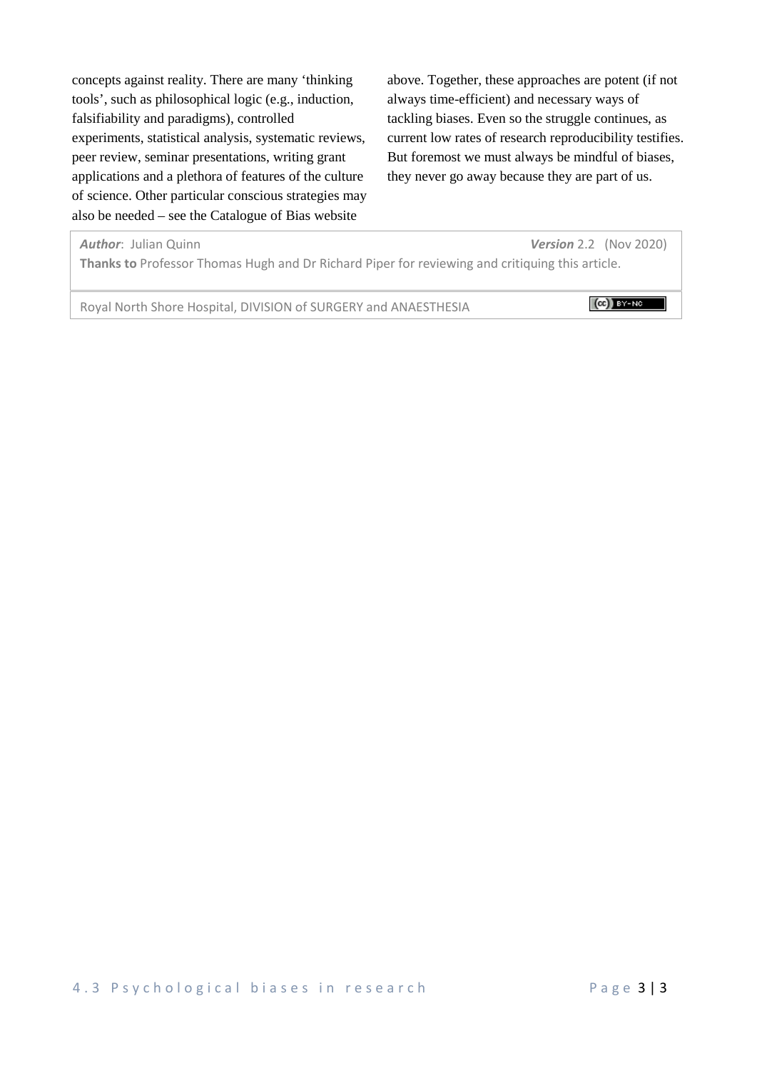concepts against reality. There are many 'thinking tools', such as philosophical logic (e.g., induction, falsifiability and paradigms), controlled experiments, statistical analysis, systematic reviews, peer review, seminar presentations, writing grant applications and a plethora of features of the culture of science. Other particular conscious strategies may also be needed – see the Catalogue of Bias website above. Together, these approaches are potent (if not always time-efficient) and necessary ways of tackling biases. Even so the struggle continues, as current low rates of research reproducibility testifies. But foremost we must always be mindful of biases, they never go away because they are part of us.

***Author***: Julian Quinn ***Version*** 2.2 (Nov 2020)

**Thanks to** Professor Thomas Hugh and Dr Richard Piper for reviewing and critiquing this article.

Royal North Shore Hospital, DIVISION of SURGERY and ANAESTHESIA

(cc) BY-NC